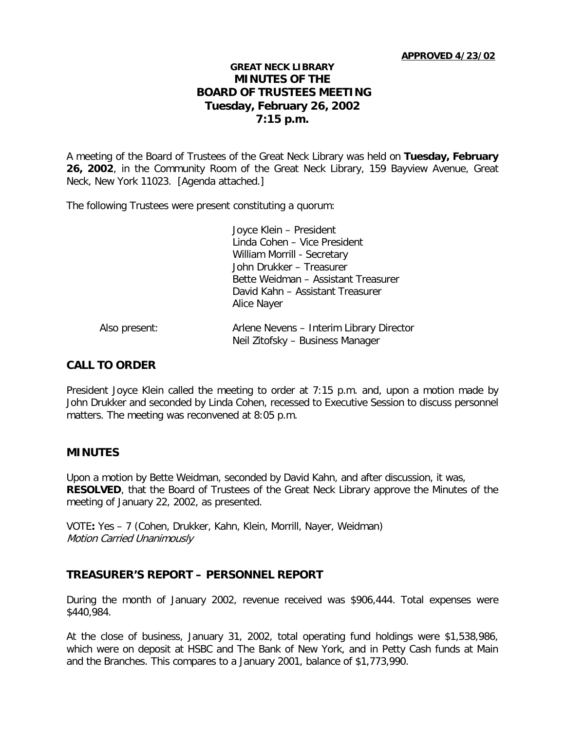**APPROVED 4/23/02**

# GREAT NECK LIBRARY
# MINUTES OF THE
# BOARD OF TRUSTEES MEETING
# Tuesday, February 26, 2002
# 7:15 p.m.

A meeting of the Board of Trustees of the Great Neck Library was held on **Tuesday, February 26, 2002**, in the Community Room of the Great Neck Library, 159 Bayview Avenue, Great Neck, New York 11023. [Agenda attached.]

The following Trustees were present constituting a quorum:

Joyce Klein – President
Linda Cohen – Vice President
William Morrill - Secretary
John Drukker – Treasurer
Bette Weidman – Assistant Treasurer
David Kahn – Assistant Treasurer
Alice Nayer

Also present:

Arlene Nevens – Interim Library Director
Neil Zitofsky – Business Manager

## CALL TO ORDER

President Joyce Klein called the meeting to order at 7:15 p.m. and, upon a motion made by John Drukker and seconded by Linda Cohen, recessed to Executive Session to discuss personnel matters. The meeting was reconvened at 8:05 p.m.

## MINUTES

Upon a motion by Bette Weidman, seconded by David Kahn, and after discussion, it was, **RESOLVED**, that the Board of Trustees of the Great Neck Library approve the Minutes of the meeting of January 22, 2002, as presented.

VOTE**:** Yes – 7 (Cohen, Drukker, Kahn, Klein, Morrill, Nayer, Weidman)
*Motion Carried Unanimously*

## TREASURER'S REPORT – PERSONNEL REPORT

During the month of January 2002, revenue received was $906,444. Total expenses were $440,984.

At the close of business, January 31, 2002, total operating fund holdings were $1,538,986, which were on deposit at HSBC and The Bank of New York, and in Petty Cash funds at Main and the Branches. This compares to a January 2001, balance of $1,773,990.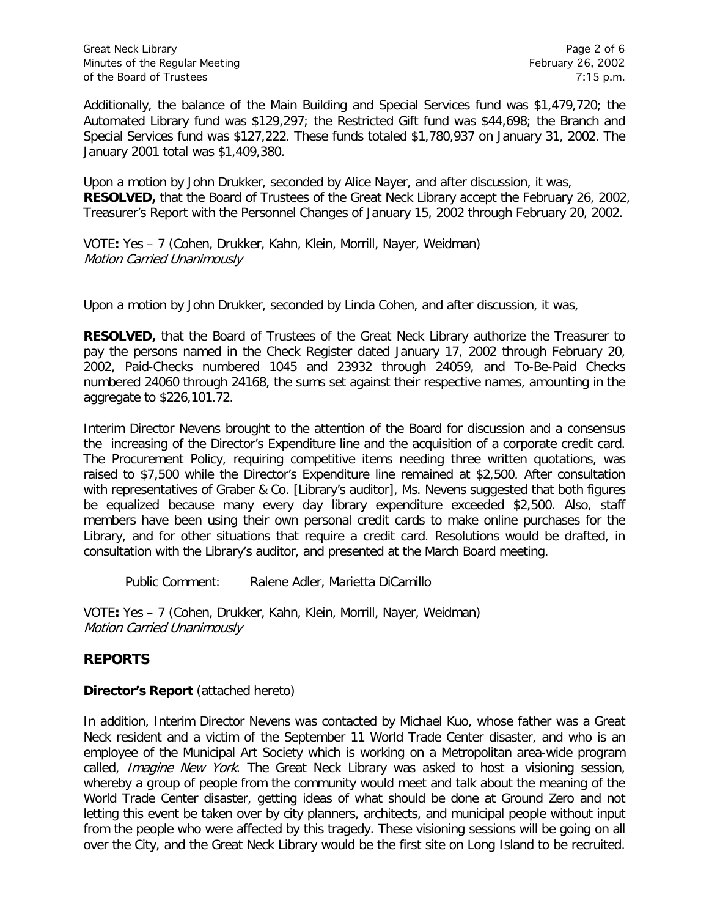Additionally, the balance of the Main Building and Special Services fund was $1,479,720; the Automated Library fund was $129,297; the Restricted Gift fund was $44,698; the Branch and Special Services fund was $127,222. These funds totaled $1,780,937 on January 31, 2002. The January 2001 total was $1,409,380.

Upon a motion by John Drukker, seconded by Alice Nayer, and after discussion, it was,
**RESOLVED,** that the Board of Trustees of the Great Neck Library accept the February 26, 2002, Treasurer's Report with the Personnel Changes of January 15, 2002 through February 20, 2002.

VOTE**:** Yes – 7 (Cohen, Drukker, Kahn, Klein, Morrill, Nayer, Weidman)
*Motion Carried Unanimously*

Upon a motion by John Drukker, seconded by Linda Cohen, and after discussion, it was,

**RESOLVED,** that the Board of Trustees of the Great Neck Library authorize the Treasurer to pay the persons named in the Check Register dated January 17, 2002 through February 20, 2002, Paid-Checks numbered 1045 and 23932 through 24059, and To-Be-Paid Checks numbered 24060 through 24168, the sums set against their respective names, amounting in the aggregate to $226,101.72.

Interim Director Nevens brought to the attention of the Board for discussion and a consensus the increasing of the Director's Expenditure line and the acquisition of a corporate credit card. The Procurement Policy, requiring competitive items needing three written quotations, was raised to $7,500 while the Director's Expenditure line remained at $2,500. After consultation with representatives of Graber & Co. [Library's auditor], Ms. Nevens suggested that both figures be equalized because many every day library expenditure exceeded $2,500. Also, staff members have been using their own personal credit cards to make online purchases for the Library, and for other situations that require a credit card. Resolutions would be drafted, in consultation with the Library's auditor, and presented at the March Board meeting.

Public Comment: Ralene Adler, Marietta DiCamillo

VOTE**:** Yes – 7 (Cohen, Drukker, Kahn, Klein, Morrill, Nayer, Weidman)
*Motion Carried Unanimously*

## REPORTS

**Director's Report** (attached hereto)

In addition, Interim Director Nevens was contacted by Michael Kuo, whose father was a Great Neck resident and a victim of the September 11 World Trade Center disaster, and who is an employee of the Municipal Art Society which is working on a Metropolitan area-wide program called, *Imagine New York*. The Great Neck Library was asked to host a visioning session, whereby a group of people from the community would meet and talk about the meaning of the World Trade Center disaster, getting ideas of what should be done at Ground Zero and not letting this event be taken over by city planners, architects, and municipal people without input from the people who were affected by this tragedy. These visioning sessions will be going on all over the City, and the Great Neck Library would be the first site on Long Island to be recruited.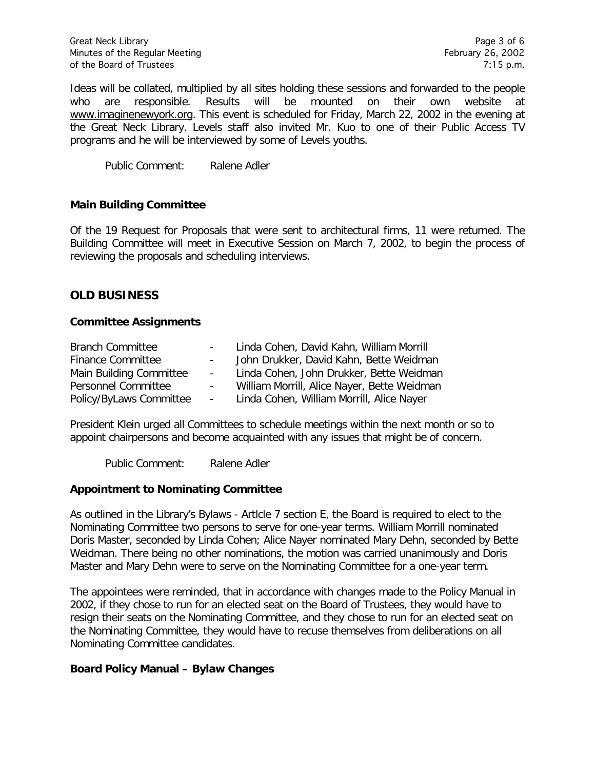Ideas will be collated, multiplied by all sites holding these sessions and forwarded to the people who are responsible. Results will be mounted on their own website at www.imaginenewyork.org. This event is scheduled for Friday, March 22, 2002 in the evening at the Great Neck Library. Levels staff also invited Mr. Kuo to one of their Public Access TV programs and he will be interviewed by some of Levels youths.

Public Comment: Ralene Adler

### Main Building Committee

Of the 19 Request for Proposals that were sent to architectural firms, 11 were returned. The Building Committee will meet in Executive Session on March 7, 2002, to begin the process of reviewing the proposals and scheduling interviews.

## OLD BUSINESS

### Committee Assignments

| | | |
|---|---|---|
| Branch Committee | - | Linda Cohen, David Kahn, William Morrill |
| Finance Committee | - | John Drukker, David Kahn, Bette Weidman |
| Main Building Committee | - | Linda Cohen, John Drukker, Bette Weidman |
| Personnel Committee | - | William Morrill, Alice Nayer, Bette Weidman |
| Policy/ByLaws Committee | - | Linda Cohen, William Morrill, Alice Nayer |

President Klein urged all Committees to schedule meetings within the next month or so to appoint chairpersons and become acquainted with any issues that might be of concern.

Public Comment: Ralene Adler

### Appointment to Nominating Committee

As outlined in the Library's Bylaws - Artlcle 7 section E, the Board is required to elect to the Nominating Committee two persons to serve for one-year terms. William Morrill nominated Doris Master, seconded by Linda Cohen; Alice Nayer nominated Mary Dehn, seconded by Bette Weidman. There being no other nominations, the motion was carried unanimously and Doris Master and Mary Dehn were to serve on the Nominating Committee for a one-year term.

The appointees were reminded, that in accordance with changes made to the Policy Manual in 2002, if they chose to run for an elected seat on the Board of Trustees, they would have to resign their seats on the Nominating Committee, and they chose to run for an elected seat on the Nominating Committee, they would have to recuse themselves from deliberations on all Nominating Committee candidates.

### Board Policy Manual – Bylaw Changes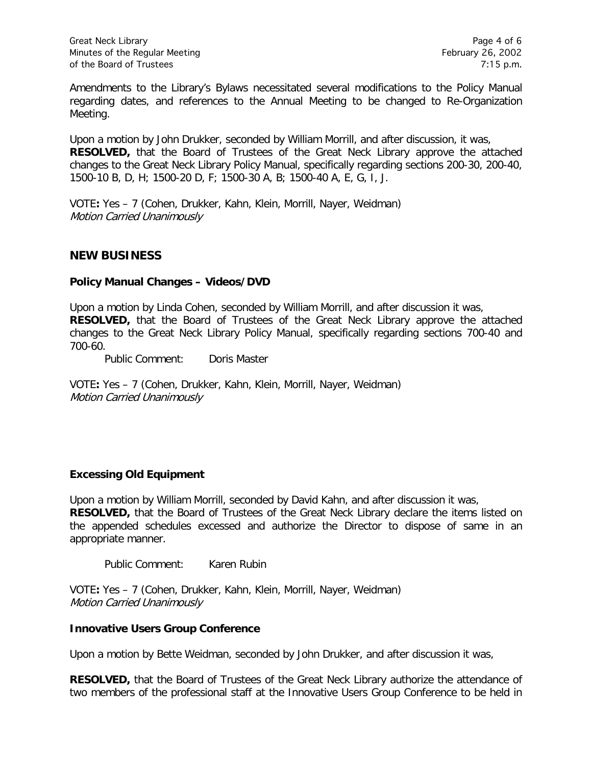Amendments to the Library's Bylaws necessitated several modifications to the Policy Manual regarding dates, and references to the Annual Meeting to be changed to Re-Organization Meeting.

Upon a motion by John Drukker, seconded by William Morrill, and after discussion, it was,
**RESOLVED,** that the Board of Trustees of the Great Neck Library approve the attached changes to the Great Neck Library Policy Manual, specifically regarding sections 200-30, 200-40, 1500-10 B, D, H; 1500-20 D, F; 1500-30 A, B; 1500-40 A, E, G, I, J.

VOTE**:** Yes – 7 (Cohen, Drukker, Kahn, Klein, Morrill, Nayer, Weidman)
*Motion Carried Unanimously*

## NEW BUSINESS

**Policy Manual Changes – Videos/DVD**

Upon a motion by Linda Cohen, seconded by William Morrill, and after discussion it was,
**RESOLVED,** that the Board of Trustees of the Great Neck Library approve the attached changes to the Great Neck Library Policy Manual, specifically regarding sections 700-40 and 700-60.

Public Comment: Doris Master

VOTE**:** Yes – 7 (Cohen, Drukker, Kahn, Klein, Morrill, Nayer, Weidman)
*Motion Carried Unanimously*

**Excessing Old Equipment**

Upon a motion by William Morrill, seconded by David Kahn, and after discussion it was,
**RESOLVED,** that the Board of Trustees of the Great Neck Library declare the items listed on the appended schedules excessed and authorize the Director to dispose of same in an appropriate manner.

Public Comment: Karen Rubin

VOTE**:** Yes – 7 (Cohen, Drukker, Kahn, Klein, Morrill, Nayer, Weidman)
*Motion Carried Unanimously*

**Innovative Users Group Conference**

Upon a motion by Bette Weidman, seconded by John Drukker, and after discussion it was,

**RESOLVED,** that the Board of Trustees of the Great Neck Library authorize the attendance of two members of the professional staff at the Innovative Users Group Conference to be held in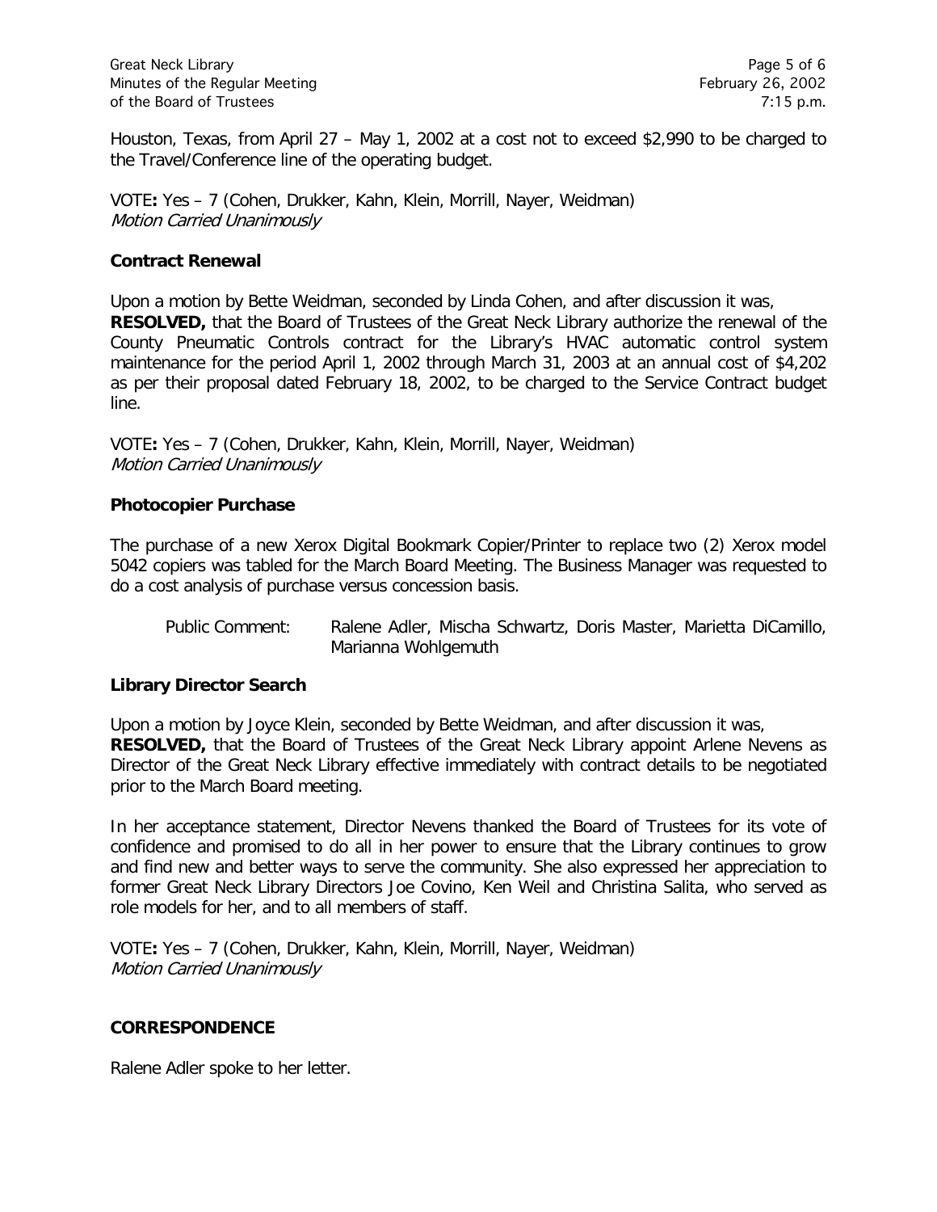Houston, Texas, from April 27 – May 1, 2002 at a cost not to exceed $2,990 to be charged to the Travel/Conference line of the operating budget.

VOTE**:** Yes – 7 (Cohen, Drukker, Kahn, Klein, Morrill, Nayer, Weidman)
*Motion Carried Unanimously*

**Contract Renewal**

Upon a motion by Bette Weidman, seconded by Linda Cohen, and after discussion it was,
**RESOLVED,** that the Board of Trustees of the Great Neck Library authorize the renewal of the County Pneumatic Controls contract for the Library's HVAC automatic control system maintenance for the period April 1, 2002 through March 31, 2003 at an annual cost of $4,202 as per their proposal dated February 18, 2002, to be charged to the Service Contract budget line.

VOTE**:** Yes – 7 (Cohen, Drukker, Kahn, Klein, Morrill, Nayer, Weidman)
*Motion Carried Unanimously*

**Photocopier Purchase**

The purchase of a new Xerox Digital Bookmark Copier/Printer to replace two (2) Xerox model 5042 copiers was tabled for the March Board Meeting. The Business Manager was requested to do a cost analysis of purchase versus concession basis.

Public Comment: Ralene Adler, Mischa Schwartz, Doris Master, Marietta DiCamillo, Marianna Wohlgemuth

**Library Director Search**

Upon a motion by Joyce Klein, seconded by Bette Weidman, and after discussion it was,
**RESOLVED,** that the Board of Trustees of the Great Neck Library appoint Arlene Nevens as Director of the Great Neck Library effective immediately with contract details to be negotiated prior to the March Board meeting.

In her acceptance statement, Director Nevens thanked the Board of Trustees for its vote of confidence and promised to do all in her power to ensure that the Library continues to grow and find new and better ways to serve the community. She also expressed her appreciation to former Great Neck Library Directors Joe Covino, Ken Weil and Christina Salita, who served as role models for her, and to all members of staff.

VOTE**:** Yes – 7 (Cohen, Drukker, Kahn, Klein, Morrill, Nayer, Weidman)
*Motion Carried Unanimously*

**CORRESPONDENCE**

Ralene Adler spoke to her letter.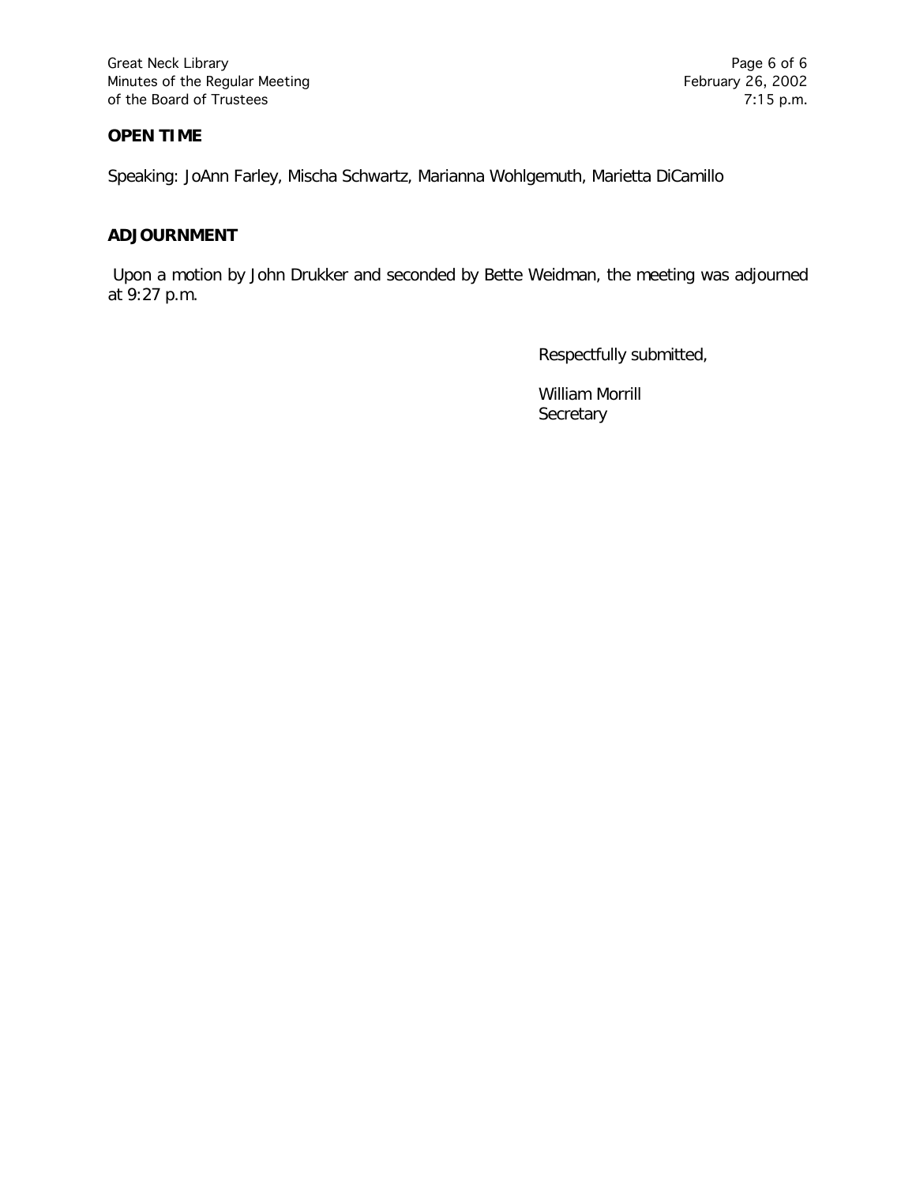**OPEN TIME**

Speaking: JoAnn Farley, Mischa Schwartz, Marianna Wohlgemuth, Marietta DiCamillo

**ADJOURNMENT**

Upon a motion by John Drukker and seconded by Bette Weidman, the meeting was adjourned at 9:27 p.m.

Respectfully submitted,

William Morrill
Secretary